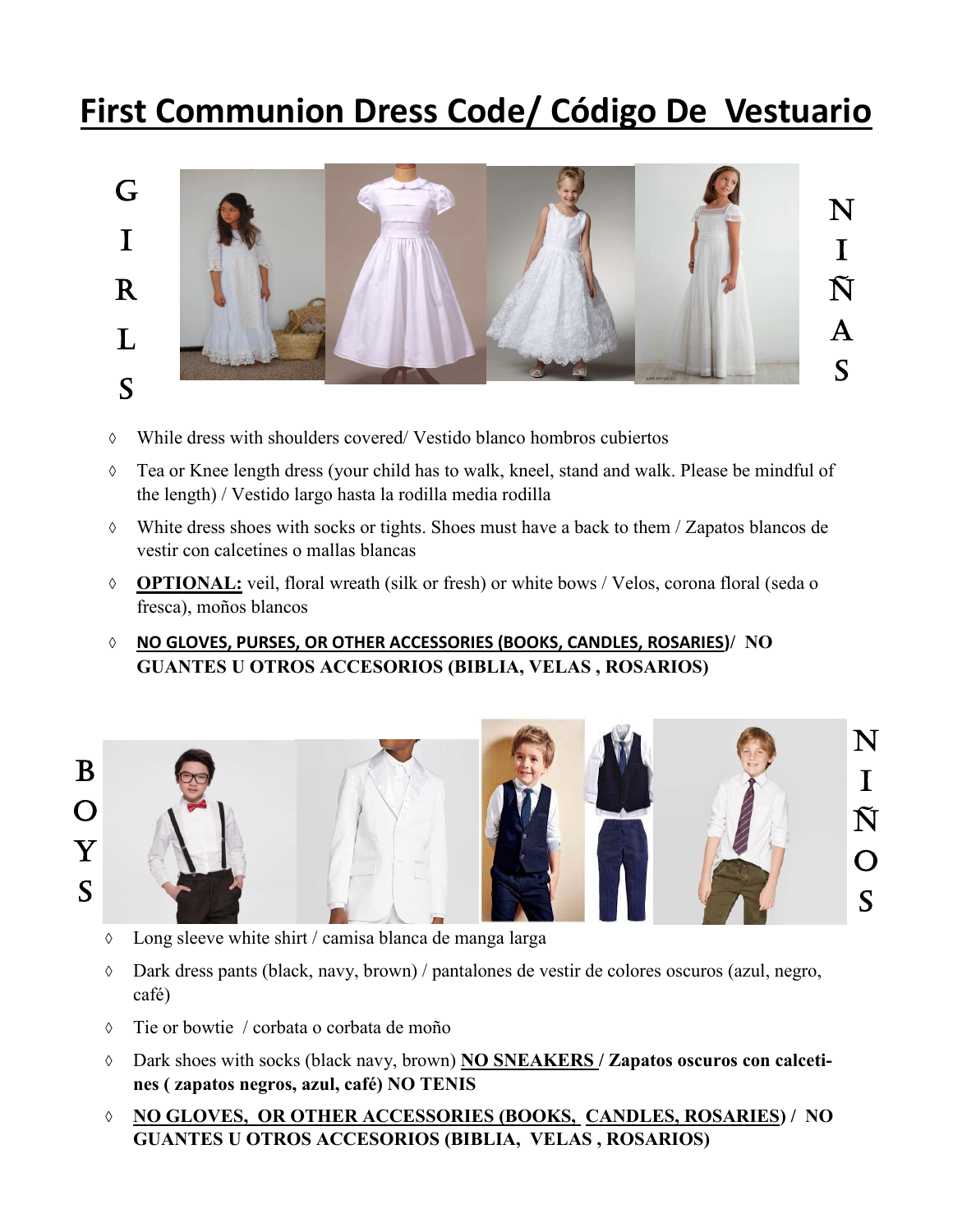# First Communion Dress Code/ Código De Vestuario

## GIRLS / NIÑAS

- While dress with shoulders covered/ Vestido blanco hombros cubiertos
- Tea or Knee length dress (your child has to walk, kneel, stand and walk. Please be mindful of the length) / Vestido largo hasta la rodilla media rodilla
- White dress shoes with socks or tights. Shoes must have a back to them / Zapatos blancos de vestir con calcetines o mallas blancas
- **OPTIONAL:** veil, floral wreath (silk or fresh) or white bows / Velos, corona floral (seda o fresca), moños blancos
- **NO GLOVES, PURSES, OR OTHER ACCESSORIES (BOOKS, CANDLES, ROSARIES)/ NO GUANTES U OTROS ACCESORIOS (BIBLIA, VELAS , ROSARIOS)**

## BOYS / NIÑOS

- Long sleeve white shirt / camisa blanca de manga larga
- Dark dress pants (black, navy, brown) / pantalones de vestir de colores oscuros (azul, negro, café)
- Tie or bowtie / corbata o corbata de moño
- Dark shoes with socks (black navy, brown) **NO SNEAKERS / Zapatos oscuros con calcetines ( zapatos negros, azul, café) NO TENIS**
- **NO GLOVES, OR OTHER ACCESSORIES (BOOKS, CANDLES, ROSARIES) / NO GUANTES U OTROS ACCESORIOS (BIBLIA, VELAS , ROSARIOS)**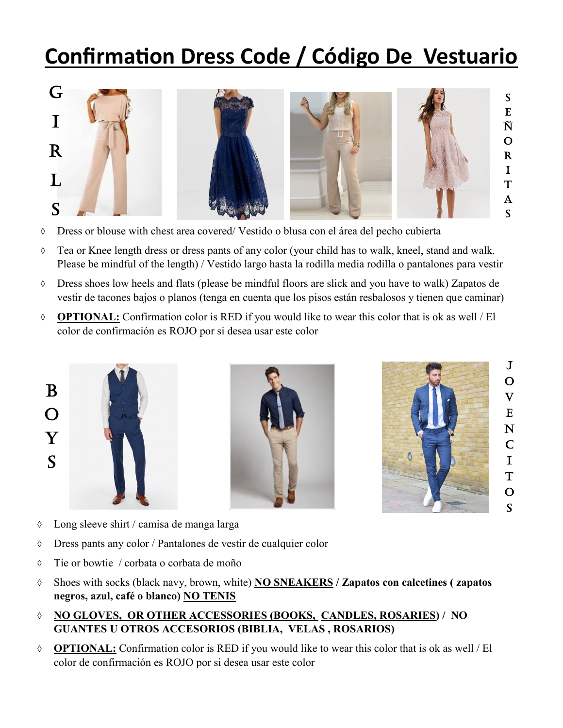# Confirmation Dress Code / Código De Vestuario

## GIRLS / SEÑORITAS

- Dress or blouse with chest area covered/ Vestido o blusa con el área del pecho cubierta
- Tea or Knee length dress or dress pants of any color (your child has to walk, kneel, stand and walk. Please be mindful of the length) / Vestido largo hasta la rodilla media rodilla o pantalones para vestir
- Dress shoes low heels and flats (please be mindful floors are slick and you have to walk) Zapatos de vestir de tacones bajos o planos (tenga en cuenta que los pisos están resbalosos y tienen que caminar)
- **OPTIONAL:** Confirmation color is RED if you would like to wear this color that is ok as well / El color de confirmación es ROJO por si desea usar este color

## BOYS / JOVENCITOS

- Long sleeve shirt / camisa de manga larga
- Dress pants any color / Pantalones de vestir de cualquier color
- Tie or bowtie / corbata o corbata de moño
- Shoes with socks (black navy, brown, white) **NO SNEAKERS / Zapatos con calcetines ( zapatos negros, azul, café o blanco) NO TENIS**
- **NO GLOVES, OR OTHER ACCESSORIES (BOOKS, CANDLES, ROSARIES) / NO GUANTES U OTROS ACCESORIOS (BIBLIA, VELAS , ROSARIOS)**
- **OPTIONAL:** Confirmation color is RED if you would like to wear this color that is ok as well / El color de confirmación es ROJO por si desea usar este color